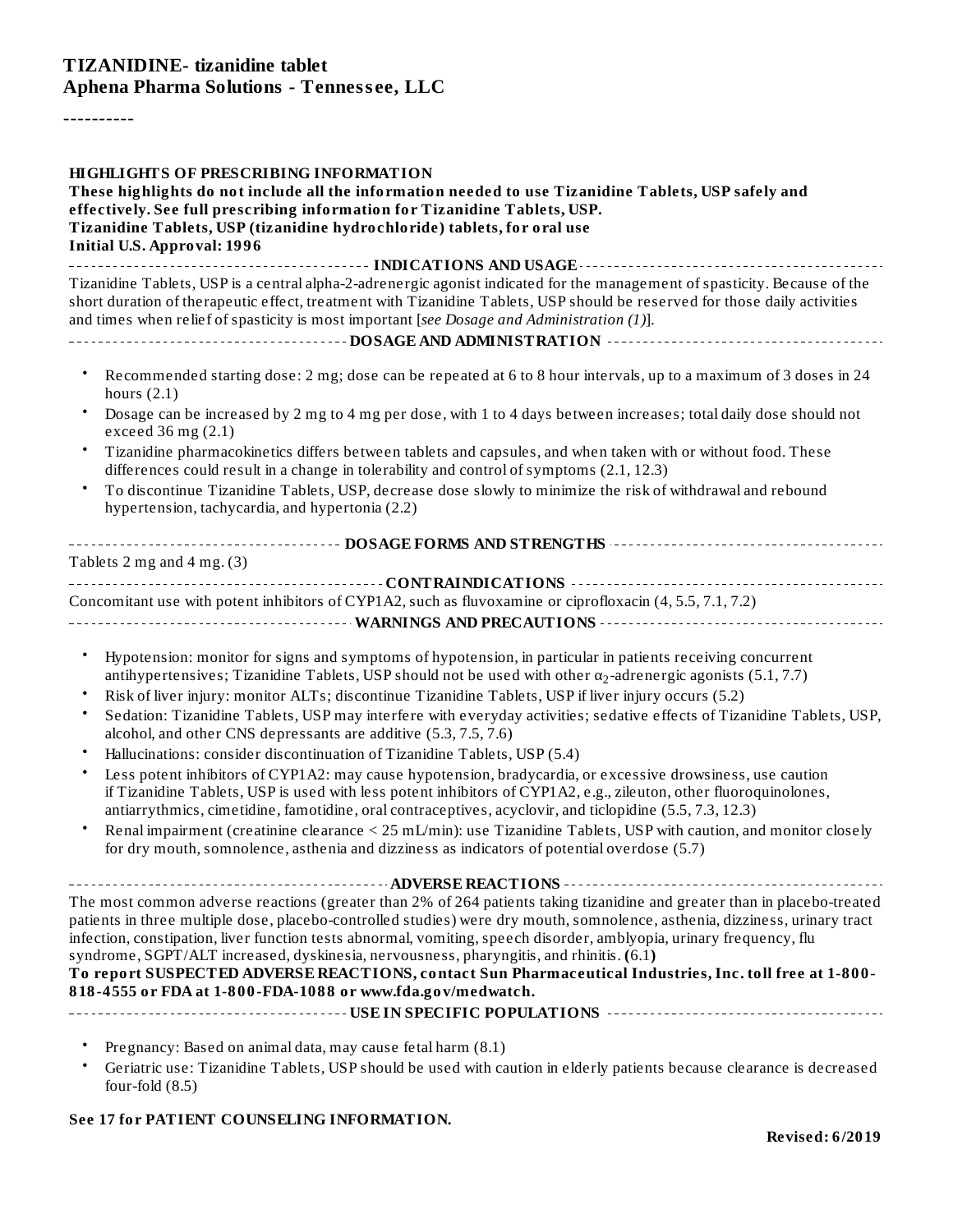# TIZANIDINE- tizanidine tablet
## Aphena Pharma Solutions - Tennessee, LLC

----------

**HIGHLIGHTS OF PRESCRIBING INFORMATION**
**These highlights do not include all the information needed to use Tizanidine Tablets, USP safely and effectively. See full prescribing information for Tizanidine Tablets, USP.**
**Tizanidine Tablets, USP (tizanidine hydrochloride) tablets, for oral use**
**Initial U.S. Approval: 1996**

**INDICATIONS AND USAGE**

Tizanidine Tablets, USP is a central alpha-2-adrenergic agonist indicated for the management of spasticity. Because of the short duration of therapeutic effect, treatment with Tizanidine Tablets, USP should be reserved for those daily activities and times when relief of spasticity is most important [*see Dosage and Administration (1)*].

**DOSAGE AND ADMINISTRATION**

- Recommended starting dose: 2 mg; dose can be repeated at 6 to 8 hour intervals, up to a maximum of 3 doses in 24 hours (2.1)
- Dosage can be increased by 2 mg to 4 mg per dose, with 1 to 4 days between increases; total daily dose should not exceed 36 mg (2.1)
- Tizanidine pharmacokinetics differs between tablets and capsules, and when taken with or without food. These differences could result in a change in tolerability and control of symptoms (2.1, 12.3)
- To discontinue Tizanidine Tablets, USP, decrease dose slowly to minimize the risk of withdrawal and rebound hypertension, tachycardia, and hypertonia (2.2)

**DOSAGE FORMS AND STRENGTHS**

Tablets 2 mg and 4 mg. (3)

**CONTRAINDICATIONS**

Concomitant use with potent inhibitors of CYP1A2, such as fluvoxamine or ciprofloxacin (4, 5.5, 7.1, 7.2)

**WARNINGS AND PRECAUTIONS**

- Hypotension: monitor for signs and symptoms of hypotension, in particular in patients receiving concurrent antihypertensives; Tizanidine Tablets, USP should not be used with other $\alpha_2$-adrenergic agonists (5.1, 7.7)
- Risk of liver injury: monitor ALTs; discontinue Tizanidine Tablets, USP if liver injury occurs (5.2)
- Sedation: Tizanidine Tablets, USP may interfere with everyday activities; sedative effects of Tizanidine Tablets, USP, alcohol, and other CNS depressants are additive (5.3, 7.5, 7.6)
- Hallucinations: consider discontinuation of Tizanidine Tablets, USP (5.4)
- Less potent inhibitors of CYP1A2: may cause hypotension, bradycardia, or excessive drowsiness, use caution if Tizanidine Tablets, USP is used with less potent inhibitors of CYP1A2, e.g., zileuton, other fluoroquinolones, antiarrythmics, cimetidine, famotidine, oral contraceptives, acyclovir, and ticlopidine (5.5, 7.3, 12.3)
- Renal impairment (creatinine clearance < 25 mL/min): use Tizanidine Tablets, USP with caution, and monitor closely for dry mouth, somnolence, asthenia and dizziness as indicators of potential overdose (5.7)

**ADVERSE REACTIONS**

The most common adverse reactions (greater than 2% of 264 patients taking tizanidine and greater than in placebo-treated patients in three multiple dose, placebo-controlled studies) were dry mouth, somnolence, asthenia, dizziness, urinary tract infection, constipation, liver function tests abnormal, vomiting, speech disorder, amblyopia, urinary frequency, flu syndrome, SGPT/ALT increased, dyskinesia, nervousness, pharyngitis, and rhinitis. **(**6.1**)**

**To report SUSPECTED ADVERSE REACTIONS, contact Sun Pharmaceutical Industries, Inc. toll free at 1-800-818-4555 or FDA at 1-800-FDA-1088 or www.fda.gov/medwatch.**

**USE IN SPECIFIC POPULATIONS**

- Pregnancy: Based on animal data, may cause fetal harm (8.1)
- Geriatric use: Tizanidine Tablets, USP should be used with caution in elderly patients because clearance is decreased four-fold (8.5)

**See 17 for PATIENT COUNSELING INFORMATION.**

**Revised: 6/2019**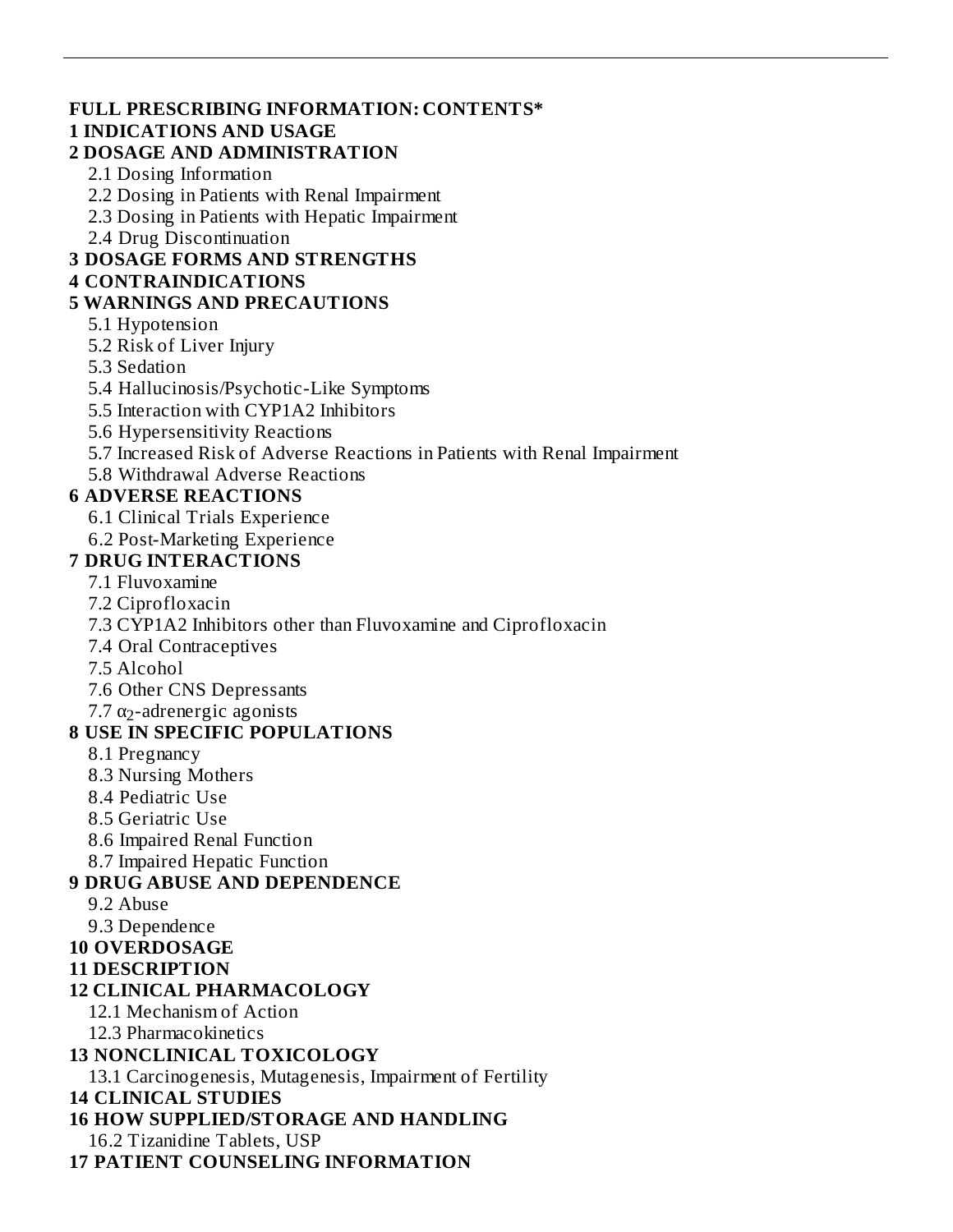**FULL PRESCRIBING INFORMATION: CONTENTS***

**1 INDICATIONS AND USAGE**

**2 DOSAGE AND ADMINISTRATION**

- 2.1 Dosing Information
- 2.2 Dosing in Patients with Renal Impairment
- 2.3 Dosing in Patients with Hepatic Impairment
- 2.4 Drug Discontinuation

**3 DOSAGE FORMS AND STRENGTHS**

**4 CONTRAINDICATIONS**

**5 WARNINGS AND PRECAUTIONS**

- 5.1 Hypotension
- 5.2 Risk of Liver Injury
- 5.3 Sedation
- 5.4 Hallucinosis/Psychotic-Like Symptoms
- 5.5 Interaction with CYP1A2 Inhibitors
- 5.6 Hypersensitivity Reactions
- 5.7 Increased Risk of Adverse Reactions in Patients with Renal Impairment
- 5.8 Withdrawal Adverse Reactions

**6 ADVERSE REACTIONS**

- 6.1 Clinical Trials Experience
- 6.2 Post-Marketing Experience

**7 DRUG INTERACTIONS**

- 7.1 Fluvoxamine
- 7.2 Ciprofloxacin
- 7.3 CYP1A2 Inhibitors other than Fluvoxamine and Ciprofloxacin
- 7.4 Oral Contraceptives
- 7.5 Alcohol
- 7.6 Other CNS Depressants
- 7.7 $\alpha_2$-adrenergic agonists

**8 USE IN SPECIFIC POPULATIONS**

- 8.1 Pregnancy
- 8.3 Nursing Mothers
- 8.4 Pediatric Use
- 8.5 Geriatric Use
- 8.6 Impaired Renal Function
- 8.7 Impaired Hepatic Function

**9 DRUG ABUSE AND DEPENDENCE**

- 9.2 Abuse
- 9.3 Dependence

**10 OVERDOSAGE**

**11 DESCRIPTION**

**12 CLINICAL PHARMACOLOGY**

- 12.1 Mechanism of Action
- 12.3 Pharmacokinetics

**13 NONCLINICAL TOXICOLOGY**

- 13.1 Carcinogenesis, Mutagenesis, Impairment of Fertility

**14 CLINICAL STUDIES**

**16 HOW SUPPLIED/STORAGE AND HANDLING**

- 16.2 Tizanidine Tablets, USP

**17 PATIENT COUNSELING INFORMATION**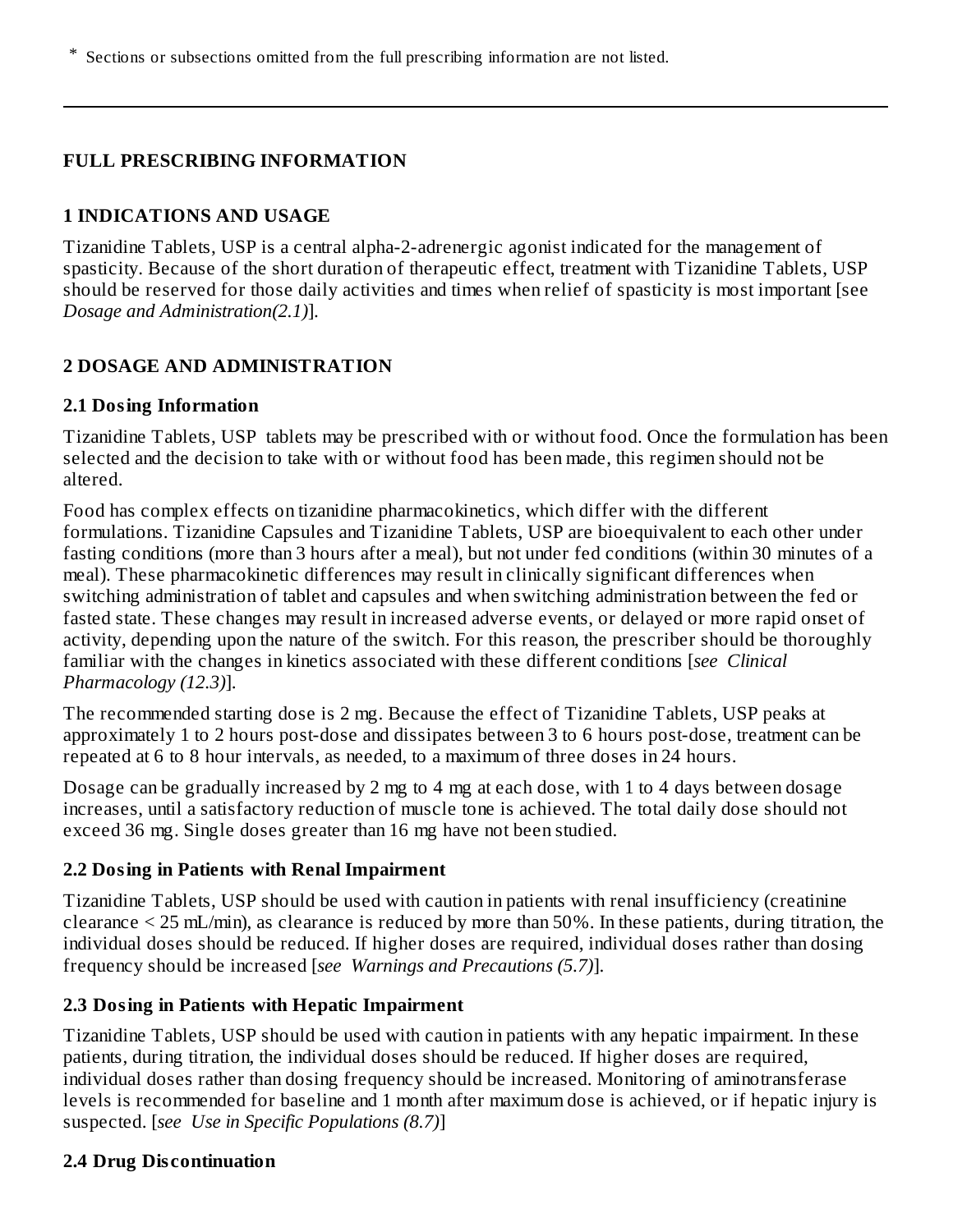* Sections or subsections omitted from the full prescribing information are not listed.

---

## FULL PRESCRIBING INFORMATION

### 1 INDICATIONS AND USAGE

Tizanidine Tablets, USP is a central alpha-2-adrenergic agonist indicated for the management of spasticity. Because of the short duration of therapeutic effect, treatment with Tizanidine Tablets, USP should be reserved for those daily activities and times when relief of spasticity is most important [see *Dosage and Administration(2.1)*].

### 2 DOSAGE AND ADMINISTRATION

#### 2.1 Dosing Information

Tizanidine Tablets, USP tablets may be prescribed with or without food. Once the formulation has been selected and the decision to take with or without food has been made, this regimen should not be altered.

Food has complex effects on tizanidine pharmacokinetics, which differ with the different formulations. Tizanidine Capsules and Tizanidine Tablets, USP are bioequivalent to each other under fasting conditions (more than 3 hours after a meal), but not under fed conditions (within 30 minutes of a meal). These pharmacokinetic differences may result in clinically significant differences when switching administration of tablet and capsules and when switching administration between the fed or fasted state. These changes may result in increased adverse events, or delayed or more rapid onset of activity, depending upon the nature of the switch. For this reason, the prescriber should be thoroughly familiar with the changes in kinetics associated with these different conditions [*see Clinical Pharmacology (12.3)*].

The recommended starting dose is 2 mg. Because the effect of Tizanidine Tablets, USP peaks at approximately 1 to 2 hours post-dose and dissipates between 3 to 6 hours post-dose, treatment can be repeated at 6 to 8 hour intervals, as needed, to a maximum of three doses in 24 hours.

Dosage can be gradually increased by 2 mg to 4 mg at each dose, with 1 to 4 days between dosage increases, until a satisfactory reduction of muscle tone is achieved. The total daily dose should not exceed 36 mg. Single doses greater than 16 mg have not been studied.

#### 2.2 Dosing in Patients with Renal Impairment

Tizanidine Tablets, USP should be used with caution in patients with renal insufficiency (creatinine clearance < 25 mL/min), as clearance is reduced by more than 50%. In these patients, during titration, the individual doses should be reduced. If higher doses are required, individual doses rather than dosing frequency should be increased [*see Warnings and Precautions (5.7)*].

#### 2.3 Dosing in Patients with Hepatic Impairment

Tizanidine Tablets, USP should be used with caution in patients with any hepatic impairment. In these patients, during titration, the individual doses should be reduced. If higher doses are required, individual doses rather than dosing frequency should be increased. Monitoring of aminotransferase levels is recommended for baseline and 1 month after maximum dose is achieved, or if hepatic injury is suspected. [*see Use in Specific Populations (8.7)*]

#### 2.4 Drug Discontinuation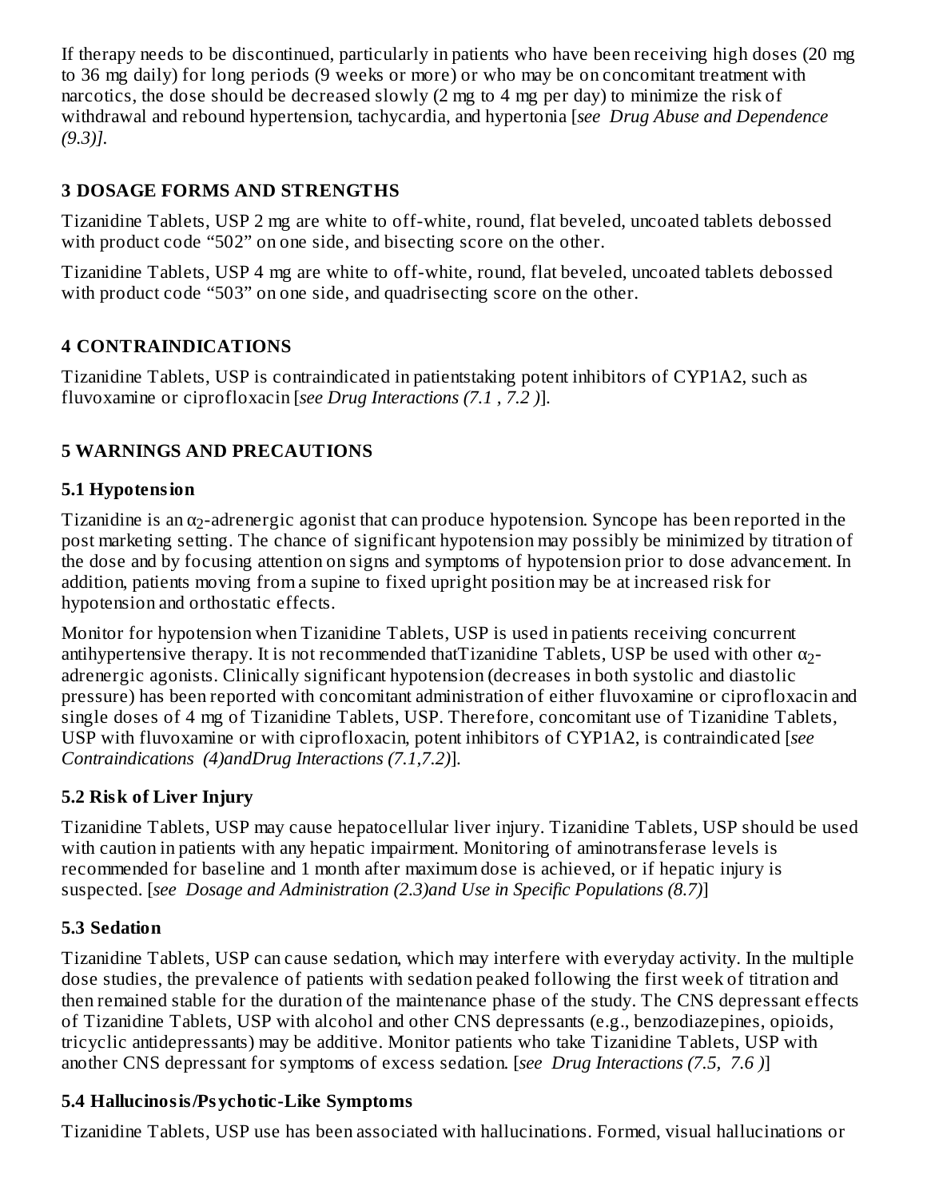If therapy needs to be discontinued, particularly in patients who have been receiving high doses (20 mg to 36 mg daily) for long periods (9 weeks or more) or who may be on concomitant treatment with narcotics, the dose should be decreased slowly (2 mg to 4 mg per day) to minimize the risk of withdrawal and rebound hypertension, tachycardia, and hypertonia [*see Drug Abuse and Dependence (9.3)]*.

## 3 DOSAGE FORMS AND STRENGTHS

Tizanidine Tablets, USP 2 mg are white to off-white, round, flat beveled, uncoated tablets debossed with product code “502” on one side, and bisecting score on the other.

Tizanidine Tablets, USP 4 mg are white to off-white, round, flat beveled, uncoated tablets debossed with product code “503” on one side, and quadrisecting score on the other.

## 4 CONTRAINDICATIONS

Tizanidine Tablets, USP is contraindicated in patientstaking potent inhibitors of CYP1A2, such as fluvoxamine or ciprofloxacin [*see Drug Interactions (7.1 , 7.2 )*].

## 5 WARNINGS AND PRECAUTIONS

### 5.1 Hypotension

Tizanidine is an $\alpha_2$-adrenergic agonist that can produce hypotension. Syncope has been reported in the post marketing setting. The chance of significant hypotension may possibly be minimized by titration of the dose and by focusing attention on signs and symptoms of hypotension prior to dose advancement. In addition, patients moving from a supine to fixed upright position may be at increased risk for hypotension and orthostatic effects.

Monitor for hypotension when Tizanidine Tablets, USP is used in patients receiving concurrent antihypertensive therapy. It is not recommended thatTizanidine Tablets, USP be used with other $\alpha_2$-adrenergic agonists. Clinically significant hypotension (decreases in both systolic and diastolic pressure) has been reported with concomitant administration of either fluvoxamine or ciprofloxacin and single doses of 4 mg of Tizanidine Tablets, USP. Therefore, concomitant use of Tizanidine Tablets, USP with fluvoxamine or with ciprofloxacin, potent inhibitors of CYP1A2, is contraindicated [*see Contraindications (4)andDrug Interactions (7.1,7.2)*].

### 5.2 Risk of Liver Injury

Tizanidine Tablets, USP may cause hepatocellular liver injury. Tizanidine Tablets, USP should be used with caution in patients with any hepatic impairment. Monitoring of aminotransferase levels is recommended for baseline and 1 month after maximum dose is achieved, or if hepatic injury is suspected. [*see Dosage and Administration (2.3)and Use in Specific Populations (8.7)*]

### 5.3 Sedation

Tizanidine Tablets, USP can cause sedation, which may interfere with everyday activity. In the multiple dose studies, the prevalence of patients with sedation peaked following the first week of titration and then remained stable for the duration of the maintenance phase of the study. The CNS depressant effects of Tizanidine Tablets, USP with alcohol and other CNS depressants (e.g., benzodiazepines, opioids, tricyclic antidepressants) may be additive. Monitor patients who take Tizanidine Tablets, USP with another CNS depressant for symptoms of excess sedation. [*see Drug Interactions (7.5, 7.6 )*]

### 5.4 Hallucinosis/Psychotic-Like Symptoms

Tizanidine Tablets, USP use has been associated with hallucinations. Formed, visual hallucinations or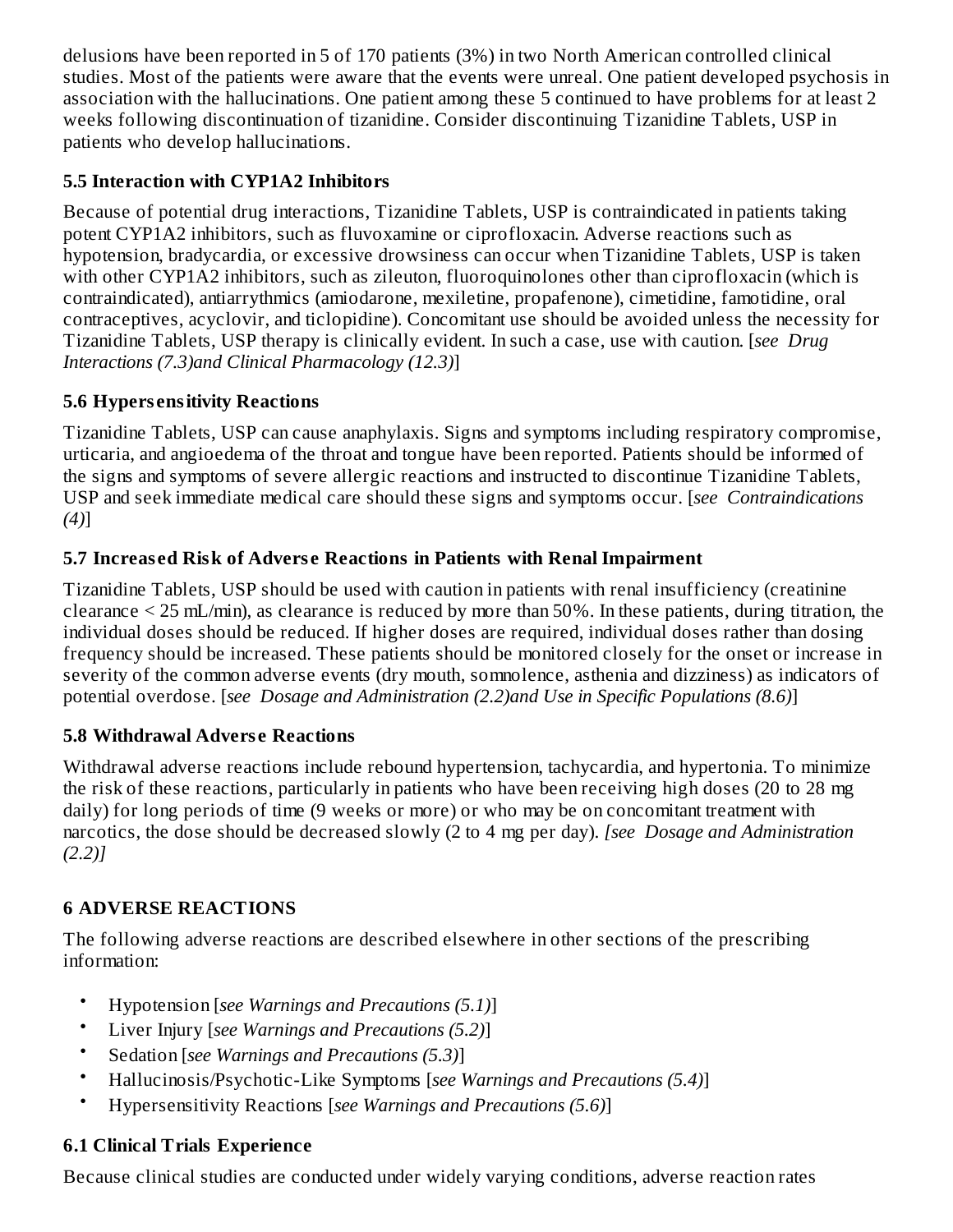delusions have been reported in 5 of 170 patients (3%) in two North American controlled clinical studies. Most of the patients were aware that the events were unreal. One patient developed psychosis in association with the hallucinations. One patient among these 5 continued to have problems for at least 2 weeks following discontinuation of tizanidine. Consider discontinuing Tizanidine Tablets, USP in patients who develop hallucinations.

### 5.5 Interaction with CYP1A2 Inhibitors

Because of potential drug interactions, Tizanidine Tablets, USP is contraindicated in patients taking potent CYP1A2 inhibitors, such as fluvoxamine or ciprofloxacin. Adverse reactions such as hypotension, bradycardia, or excessive drowsiness can occur when Tizanidine Tablets, USP is taken with other CYP1A2 inhibitors, such as zileuton, fluoroquinolones other than ciprofloxacin (which is contraindicated), antiarrythmics (amiodarone, mexiletine, propafenone), cimetidine, famotidine, oral contraceptives, acyclovir, and ticlopidine). Concomitant use should be avoided unless the necessity for Tizanidine Tablets, USP therapy is clinically evident. In such a case, use with caution. [*see Drug Interactions (7.3)and Clinical Pharmacology (12.3)*]

### 5.6 Hypersensitivity Reactions

Tizanidine Tablets, USP can cause anaphylaxis. Signs and symptoms including respiratory compromise, urticaria, and angioedema of the throat and tongue have been reported. Patients should be informed of the signs and symptoms of severe allergic reactions and instructed to discontinue Tizanidine Tablets, USP and seek immediate medical care should these signs and symptoms occur. [*see Contraindications (4)*]

### 5.7 Increased Risk of Adverse Reactions in Patients with Renal Impairment

Tizanidine Tablets, USP should be used with caution in patients with renal insufficiency (creatinine clearance < 25 mL/min), as clearance is reduced by more than 50%. In these patients, during titration, the individual doses should be reduced. If higher doses are required, individual doses rather than dosing frequency should be increased. These patients should be monitored closely for the onset or increase in severity of the common adverse events (dry mouth, somnolence, asthenia and dizziness) as indicators of potential overdose. [*see Dosage and Administration (2.2)and Use in Specific Populations (8.6)*]

### 5.8 Withdrawal Adverse Reactions

Withdrawal adverse reactions include rebound hypertension, tachycardia, and hypertonia. To minimize the risk of these reactions, particularly in patients who have been receiving high doses (20 to 28 mg daily) for long periods of time (9 weeks or more) or who may be on concomitant treatment with narcotics, the dose should be decreased slowly (2 to 4 mg per day). *[see Dosage and Administration (2.2)]*

## 6 ADVERSE REACTIONS

The following adverse reactions are described elsewhere in other sections of the prescribing information:

- Hypotension [*see Warnings and Precautions (5.1)*]
- Liver Injury [*see Warnings and Precautions (5.2)*]
- Sedation [*see Warnings and Precautions (5.3)*]
- Hallucinosis/Psychotic-Like Symptoms [*see Warnings and Precautions (5.4)*]
- Hypersensitivity Reactions [*see Warnings and Precautions (5.6)*]

### 6.1 Clinical Trials Experience

Because clinical studies are conducted under widely varying conditions, adverse reaction rates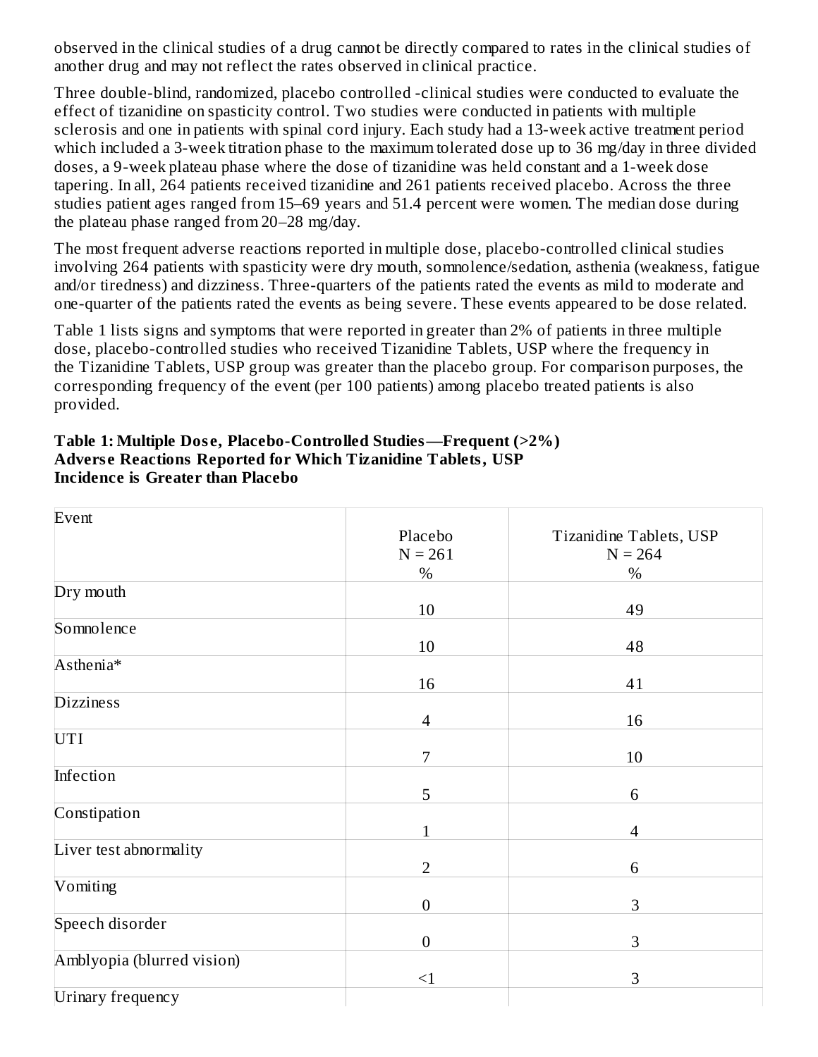observed in the clinical studies of a drug cannot be directly compared to rates in the clinical studies of another drug and may not reflect the rates observed in clinical practice.

Three double-blind, randomized, placebo controlled -clinical studies were conducted to evaluate the effect of tizanidine on spasticity control. Two studies were conducted in patients with multiple sclerosis and one in patients with spinal cord injury. Each study had a 13-week active treatment period which included a 3-week titration phase to the maximum tolerated dose up to 36 mg/day in three divided doses, a 9-week plateau phase where the dose of tizanidine was held constant and a 1-week dose tapering. In all, 264 patients received tizanidine and 261 patients received placebo. Across the three studies patient ages ranged from 15–69 years and 51.4 percent were women. The median dose during the plateau phase ranged from 20–28 mg/day.

The most frequent adverse reactions reported in multiple dose, placebo-controlled clinical studies involving 264 patients with spasticity were dry mouth, somnolence/sedation, asthenia (weakness, fatigue and/or tiredness) and dizziness. Three-quarters of the patients rated the events as mild to moderate and one-quarter of the patients rated the events as being severe. These events appeared to be dose related.

Table 1 lists signs and symptoms that were reported in greater than 2% of patients in three multiple dose, placebo-controlled studies who received Tizanidine Tablets, USP where the frequency in the Tizanidine Tablets, USP group was greater than the placebo group. For comparison purposes, the corresponding frequency of the event (per 100 patients) among placebo treated patients is also provided.

**Table 1: Multiple Dose, Placebo-Controlled Studies—Frequent (>2%) Adverse Reactions Reported for Which Tizanidine Tablets, USP Incidence is Greater than Placebo**

| Event | Placebo<br>N = 261<br>% | Tizanidine Tablets, USP<br>N = 264<br>% |
|---|---|---|
| Dry mouth | 10 | 49 |
| Somnolence | 10 | 48 |
| Asthenia* | 16 | 41 |
| Dizziness | 4 | 16 |
| UTI | 7 | 10 |
| Infection | 5 | 6 |
| Constipation | 1 | 4 |
| Liver test abnormality | 2 | 6 |
| Vomiting | 0 | 3 |
| Speech disorder | 0 | 3 |
| Amblyopia (blurred vision) | <1 | 3 |
| Urinary frequency | | |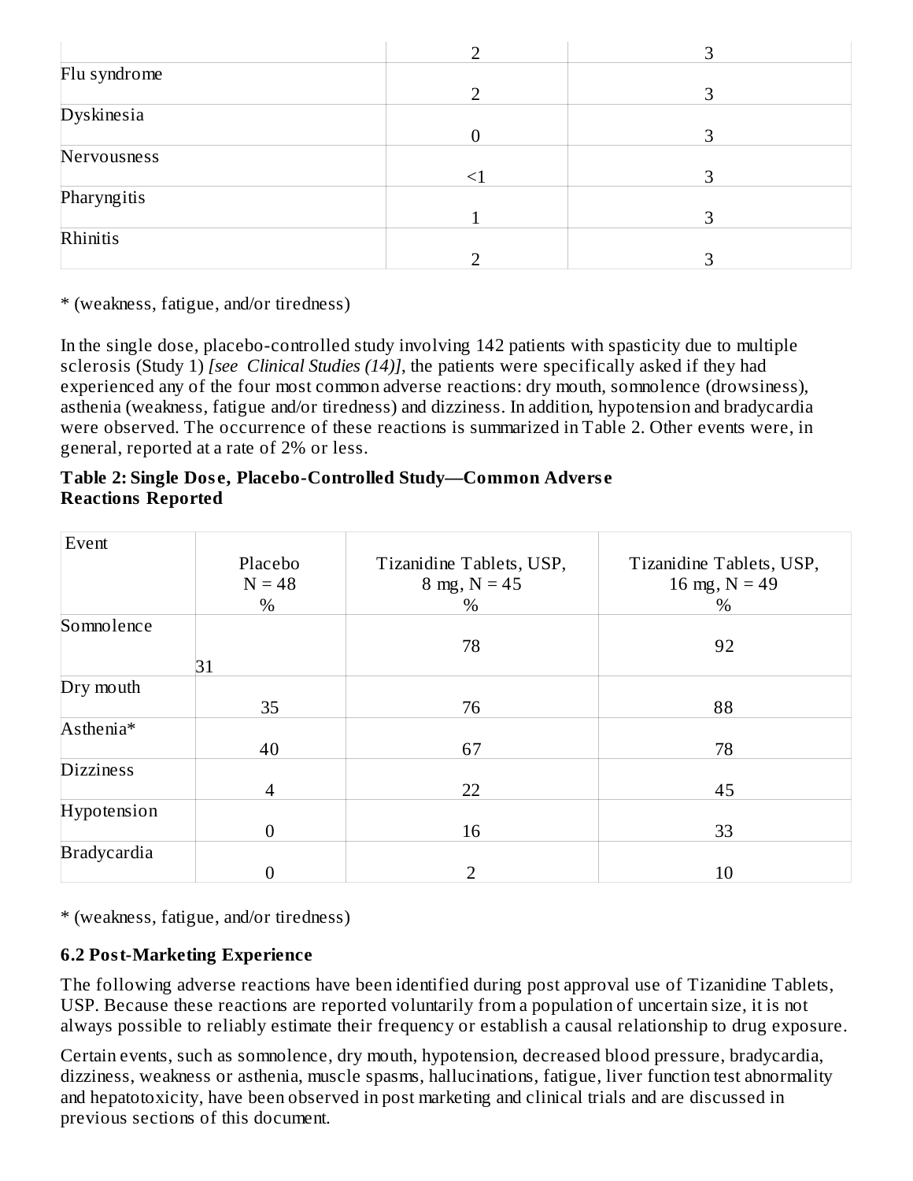| | | |
|---|---|---|
| | 2 | 3 |
| Flu syndrome | 2 | 3 |
| Dyskinesia | 0 | 3 |
| Nervousness | <1 | 3 |
| Pharyngitis | 1 | 3 |
| Rhinitis | 2 | 3 |

* (weakness, fatigue, and/or tiredness)

In the single dose, placebo-controlled study involving 142 patients with spasticity due to multiple sclerosis (Study 1) *[see Clinical Studies (14)]*, the patients were specifically asked if they had experienced any of the four most common adverse reactions: dry mouth, somnolence (drowsiness), asthenia (weakness, fatigue and/or tiredness) and dizziness. In addition, hypotension and bradycardia were observed. The occurrence of these reactions is summarized in Table 2. Other events were, in general, reported at a rate of 2% or less.

**Table 2: Single Dose, Placebo-Controlled Study—Common Adverse Reactions Reported**

| Event | Placebo N = 48 % | Tizanidine Tablets, USP, 8 mg, N = 45 % | Tizanidine Tablets, USP, 16 mg, N = 49 % |
|---|---|---|---|
| Somnolence | 31 | 78 | 92 |
| Dry mouth | 35 | 76 | 88 |
| Asthenia* | 40 | 67 | 78 |
| Dizziness | 4 | 22 | 45 |
| Hypotension | 0 | 16 | 33 |
| Bradycardia | 0 | 2 | 10 |

* (weakness, fatigue, and/or tiredness)

### 6.2 Post-Marketing Experience

The following adverse reactions have been identified during post approval use of Tizanidine Tablets, USP. Because these reactions are reported voluntarily from a population of uncertain size, it is not always possible to reliably estimate their frequency or establish a causal relationship to drug exposure.

Certain events, such as somnolence, dry mouth, hypotension, decreased blood pressure, bradycardia, dizziness, weakness or asthenia, muscle spasms, hallucinations, fatigue, liver function test abnormality and hepatotoxicity, have been observed in post marketing and clinical trials and are discussed in previous sections of this document.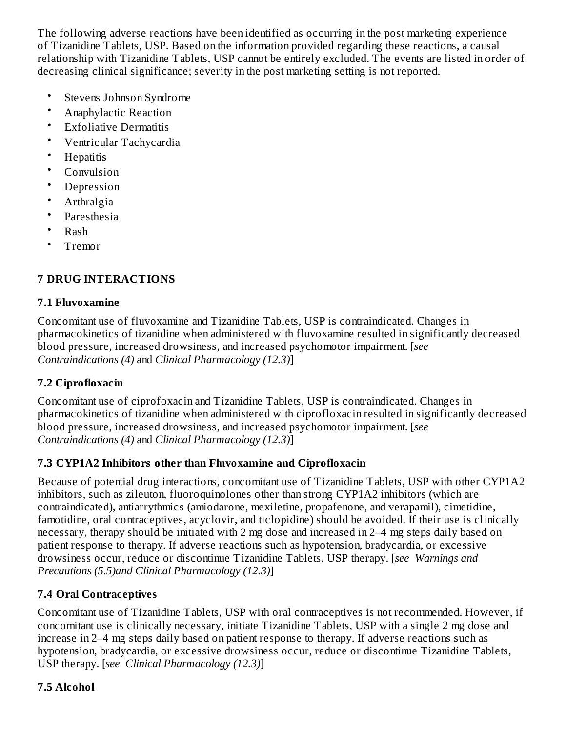The following adverse reactions have been identified as occurring in the post marketing experience of Tizanidine Tablets, USP. Based on the information provided regarding these reactions, a causal relationship with Tizanidine Tablets, USP cannot be entirely excluded. The events are listed in order of decreasing clinical significance; severity in the post marketing setting is not reported.

- Stevens Johnson Syndrome
- Anaphylactic Reaction
- Exfoliative Dermatitis
- Ventricular Tachycardia
- Hepatitis
- Convulsion
- Depression
- Arthralgia
- Paresthesia
- Rash
- Tremor

## 7 DRUG INTERACTIONS

### 7.1 Fluvoxamine

Concomitant use of fluvoxamine and Tizanidine Tablets, USP is contraindicated. Changes in pharmacokinetics of tizanidine when administered with fluvoxamine resulted in significantly decreased blood pressure, increased drowsiness, and increased psychomotor impairment. [*see Contraindications (4)* and *Clinical Pharmacology (12.3)*]

### 7.2 Ciprofloxacin

Concomitant use of ciprofoxacin and Tizanidine Tablets, USP is contraindicated. Changes in pharmacokinetics of tizanidine when administered with ciprofloxacin resulted in significantly decreased blood pressure, increased drowsiness, and increased psychomotor impairment. [*see Contraindications (4)* and *Clinical Pharmacology (12.3)*]

### 7.3 CYP1A2 Inhibitors other than Fluvoxamine and Ciprofloxacin

Because of potential drug interactions, concomitant use of Tizanidine Tablets, USP with other CYP1A2 inhibitors, such as zileuton, fluoroquinolones other than strong CYP1A2 inhibitors (which are contraindicated), antiarrythmics (amiodarone, mexiletine, propafenone, and verapamil), cimetidine, famotidine, oral contraceptives, acyclovir, and ticlopidine) should be avoided. If their use is clinically necessary, therapy should be initiated with 2 mg dose and increased in 2–4 mg steps daily based on patient response to therapy. If adverse reactions such as hypotension, bradycardia, or excessive drowsiness occur, reduce or discontinue Tizanidine Tablets, USP therapy. [*see Warnings and Precautions (5.5)and Clinical Pharmacology (12.3)*]

### 7.4 Oral Contraceptives

Concomitant use of Tizanidine Tablets, USP with oral contraceptives is not recommended. However, if concomitant use is clinically necessary, initiate Tizanidine Tablets, USP with a single 2 mg dose and increase in 2–4 mg steps daily based on patient response to therapy. If adverse reactions such as hypotension, bradycardia, or excessive drowsiness occur, reduce or discontinue Tizanidine Tablets, USP therapy. [*see Clinical Pharmacology (12.3)*]

### 7.5 Alcohol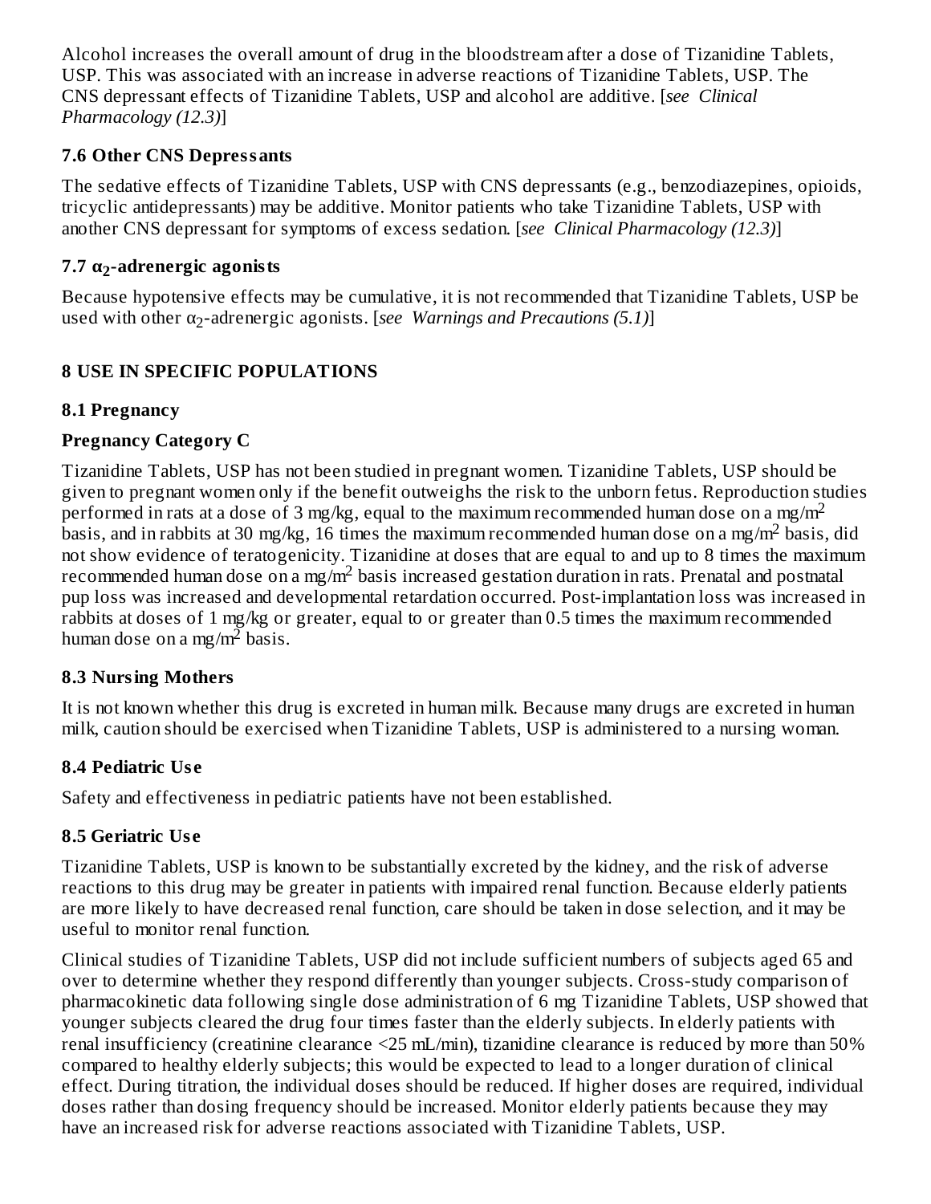Alcohol increases the overall amount of drug in the bloodstream after a dose of Tizanidine Tablets, USP. This was associated with an increase in adverse reactions of Tizanidine Tablets, USP. The CNS depressant effects of Tizanidine Tablets, USP and alcohol are additive. [*see Clinical Pharmacology (12.3)*]

### 7.6 Other CNS Depressants

The sedative effects of Tizanidine Tablets, USP with CNS depressants (e.g., benzodiazepines, opioids, tricyclic antidepressants) may be additive. Monitor patients who take Tizanidine Tablets, USP with another CNS depressant for symptoms of excess sedation. [*see Clinical Pharmacology (12.3)*]

### 7.7 $\alpha_2$-adrenergic agonists

Because hypotensive effects may be cumulative, it is not recommended that Tizanidine Tablets, USP be used with other $\alpha_2$-adrenergic agonists. [*see Warnings and Precautions (5.1)*]

## 8 USE IN SPECIFIC POPULATIONS

### 8.1 Pregnancy

**Pregnancy Category C**

Tizanidine Tablets, USP has not been studied in pregnant women. Tizanidine Tablets, USP should be given to pregnant women only if the benefit outweighs the risk to the unborn fetus. Reproduction studies performed in rats at a dose of 3 mg/kg, equal to the maximum recommended human dose on a mg/m$^2$ basis, and in rabbits at 30 mg/kg, 16 times the maximum recommended human dose on a mg/m$^2$ basis, did not show evidence of teratogenicity. Tizanidine at doses that are equal to and up to 8 times the maximum recommended human dose on a mg/m$^2$ basis increased gestation duration in rats. Prenatal and postnatal pup loss was increased and developmental retardation occurred. Post-implantation loss was increased in rabbits at doses of 1 mg/kg or greater, equal to or greater than 0.5 times the maximum recommended human dose on a mg/m$^2$ basis.

### 8.3 Nursing Mothers

It is not known whether this drug is excreted in human milk. Because many drugs are excreted in human milk, caution should be exercised when Tizanidine Tablets, USP is administered to a nursing woman.

### 8.4 Pediatric Use

Safety and effectiveness in pediatric patients have not been established.

### 8.5 Geriatric Use

Tizanidine Tablets, USP is known to be substantially excreted by the kidney, and the risk of adverse reactions to this drug may be greater in patients with impaired renal function. Because elderly patients are more likely to have decreased renal function, care should be taken in dose selection, and it may be useful to monitor renal function.

Clinical studies of Tizanidine Tablets, USP did not include sufficient numbers of subjects aged 65 and over to determine whether they respond differently than younger subjects. Cross-study comparison of pharmacokinetic data following single dose administration of 6 mg Tizanidine Tablets, USP showed that younger subjects cleared the drug four times faster than the elderly subjects. In elderly patients with renal insufficiency (creatinine clearance <25 mL/min), tizanidine clearance is reduced by more than 50% compared to healthy elderly subjects; this would be expected to lead to a longer duration of clinical effect. During titration, the individual doses should be reduced. If higher doses are required, individual doses rather than dosing frequency should be increased. Monitor elderly patients because they may have an increased risk for adverse reactions associated with Tizanidine Tablets, USP.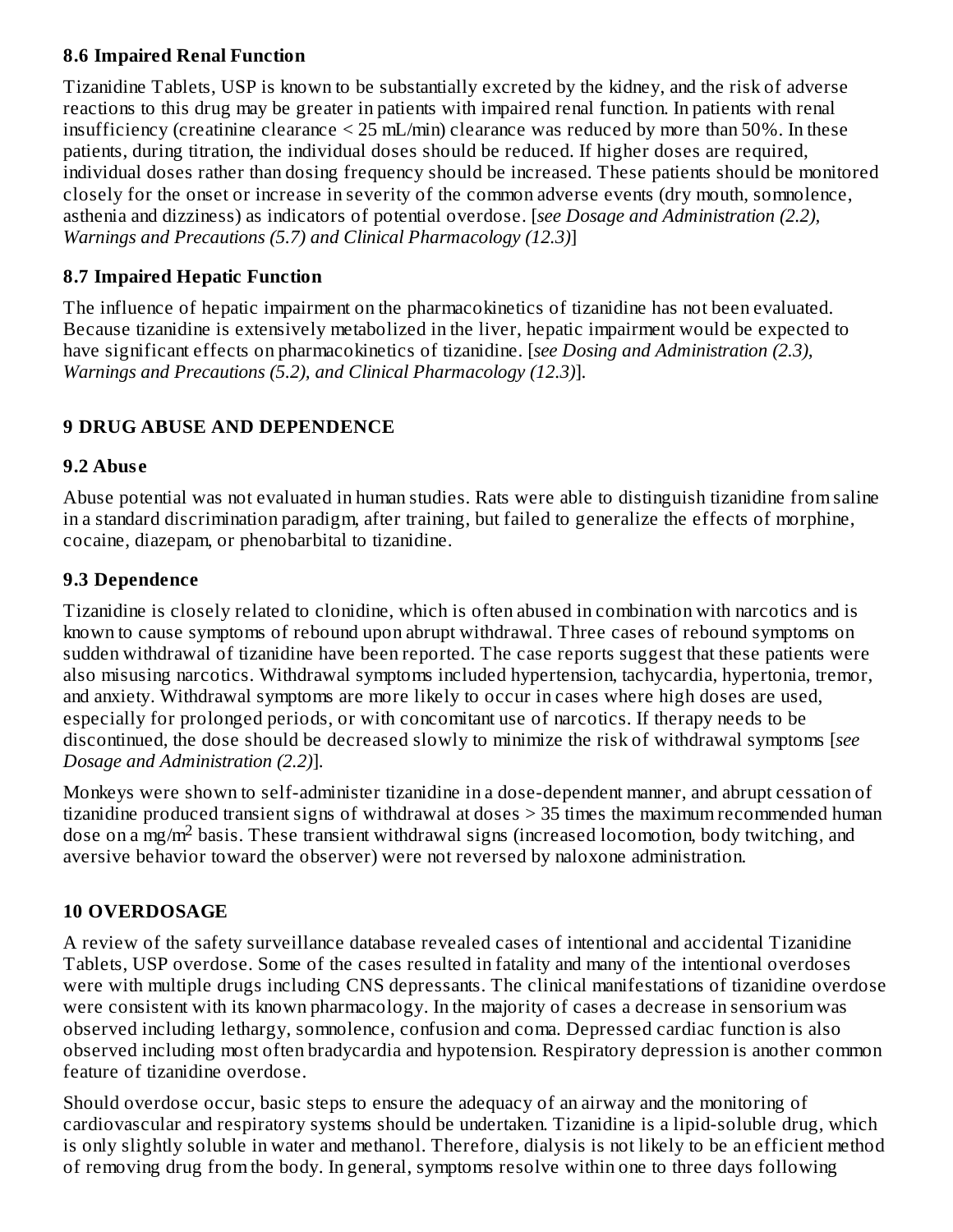### 8.6 Impaired Renal Function

Tizanidine Tablets, USP is known to be substantially excreted by the kidney, and the risk of adverse reactions to this drug may be greater in patients with impaired renal function. In patients with renal insufficiency (creatinine clearance < 25 mL/min) clearance was reduced by more than 50%. In these patients, during titration, the individual doses should be reduced. If higher doses are required, individual doses rather than dosing frequency should be increased. These patients should be monitored closely for the onset or increase in severity of the common adverse events (dry mouth, somnolence, asthenia and dizziness) as indicators of potential overdose. [*see Dosage and Administration (2.2), Warnings and Precautions (5.7) and Clinical Pharmacology (12.3)*]

### 8.7 Impaired Hepatic Function

The influence of hepatic impairment on the pharmacokinetics of tizanidine has not been evaluated. Because tizanidine is extensively metabolized in the liver, hepatic impairment would be expected to have significant effects on pharmacokinetics of tizanidine. [*see Dosing and Administration (2.3), Warnings and Precautions (5.2), and Clinical Pharmacology (12.3)*].

## 9 DRUG ABUSE AND DEPENDENCE

### 9.2 Abuse

Abuse potential was not evaluated in human studies. Rats were able to distinguish tizanidine from saline in a standard discrimination paradigm, after training, but failed to generalize the effects of morphine, cocaine, diazepam, or phenobarbital to tizanidine.

### 9.3 Dependence

Tizanidine is closely related to clonidine, which is often abused in combination with narcotics and is known to cause symptoms of rebound upon abrupt withdrawal. Three cases of rebound symptoms on sudden withdrawal of tizanidine have been reported. The case reports suggest that these patients were also misusing narcotics. Withdrawal symptoms included hypertension, tachycardia, hypertonia, tremor, and anxiety. Withdrawal symptoms are more likely to occur in cases where high doses are used, especially for prolonged periods, or with concomitant use of narcotics. If therapy needs to be discontinued, the dose should be decreased slowly to minimize the risk of withdrawal symptoms [*see Dosage and Administration (2.2)*].

Monkeys were shown to self-administer tizanidine in a dose-dependent manner, and abrupt cessation of tizanidine produced transient signs of withdrawal at doses > 35 times the maximum recommended human dose on a mg/m$^2$ basis. These transient withdrawal signs (increased locomotion, body twitching, and aversive behavior toward the observer) were not reversed by naloxone administration.

## 10 OVERDOSAGE

A review of the safety surveillance database revealed cases of intentional and accidental Tizanidine Tablets, USP overdose. Some of the cases resulted in fatality and many of the intentional overdoses were with multiple drugs including CNS depressants. The clinical manifestations of tizanidine overdose were consistent with its known pharmacology. In the majority of cases a decrease in sensorium was observed including lethargy, somnolence, confusion and coma. Depressed cardiac function is also observed including most often bradycardia and hypotension. Respiratory depression is another common feature of tizanidine overdose.

Should overdose occur, basic steps to ensure the adequacy of an airway and the monitoring of cardiovascular and respiratory systems should be undertaken. Tizanidine is a lipid-soluble drug, which is only slightly soluble in water and methanol. Therefore, dialysis is not likely to be an efficient method of removing drug from the body. In general, symptoms resolve within one to three days following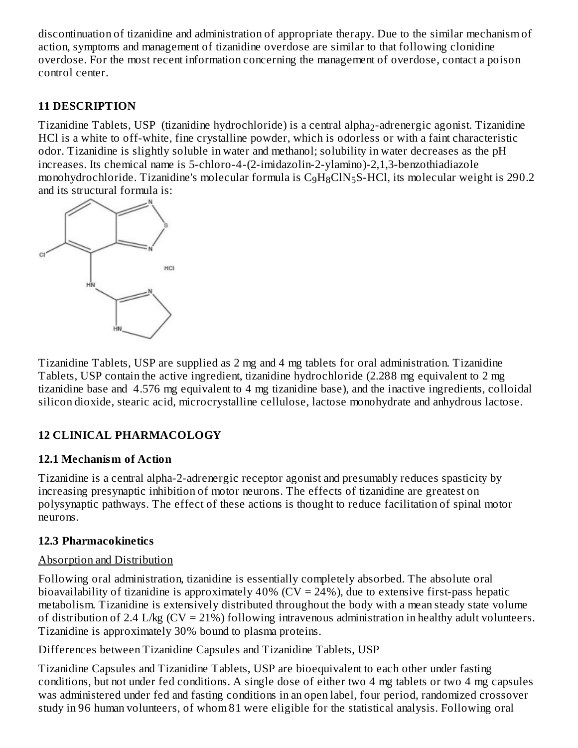discontinuation of tizanidine and administration of appropriate therapy. Due to the similar mechanism of action, symptoms and management of tizanidine overdose are similar to that following clonidine overdose. For the most recent information concerning the management of overdose, contact a poison control center.

## 11 DESCRIPTION

Tizanidine Tablets, USP (tizanidine hydrochloride) is a central alpha$_2$-adrenergic agonist. Tizanidine HCl is a white to off-white, fine crystalline powder, which is odorless or with a faint characteristic odor. Tizanidine is slightly soluble in water and methanol; solubility in water decreases as the pH increases. Its chemical name is 5-chloro-4-(2-imidazolin-2-ylamino)-2,1,3-benzothiadiazole monohydrochloride. Tizanidine's molecular formula is $C_9H_8ClN_5S$-HCl, its molecular weight is 290.2 and its structural formula is:

Tizanidine Tablets, USP are supplied as 2 mg and 4 mg tablets for oral administration. Tizanidine Tablets, USP contain the active ingredient, tizanidine hydrochloride (2.288 mg equivalent to 2 mg tizanidine base and 4.576 mg equivalent to 4 mg tizanidine base), and the inactive ingredients, colloidal silicon dioxide, stearic acid, microcrystalline cellulose, lactose monohydrate and anhydrous lactose.

## 12 CLINICAL PHARMACOLOGY

### 12.1 Mechanism of Action

Tizanidine is a central alpha-2-adrenergic receptor agonist and presumably reduces spasticity by increasing presynaptic inhibition of motor neurons. The effects of tizanidine are greatest on polysynaptic pathways. The effect of these actions is thought to reduce facilitation of spinal motor neurons.

### 12.3 Pharmacokinetics

Absorption and Distribution

Following oral administration, tizanidine is essentially completely absorbed. The absolute oral bioavailability of tizanidine is approximately 40% (CV = 24%), due to extensive first-pass hepatic metabolism. Tizanidine is extensively distributed throughout the body with a mean steady state volume of distribution of 2.4 L/kg (CV = 21%) following intravenous administration in healthy adult volunteers. Tizanidine is approximately 30% bound to plasma proteins.

Differences between Tizanidine Capsules and Tizanidine Tablets, USP

Tizanidine Capsules and Tizanidine Tablets, USP are bioequivalent to each other under fasting conditions, but not under fed conditions. A single dose of either two 4 mg tablets or two 4 mg capsules was administered under fed and fasting conditions in an open label, four period, randomized crossover study in 96 human volunteers, of whom 81 were eligible for the statistical analysis. Following oral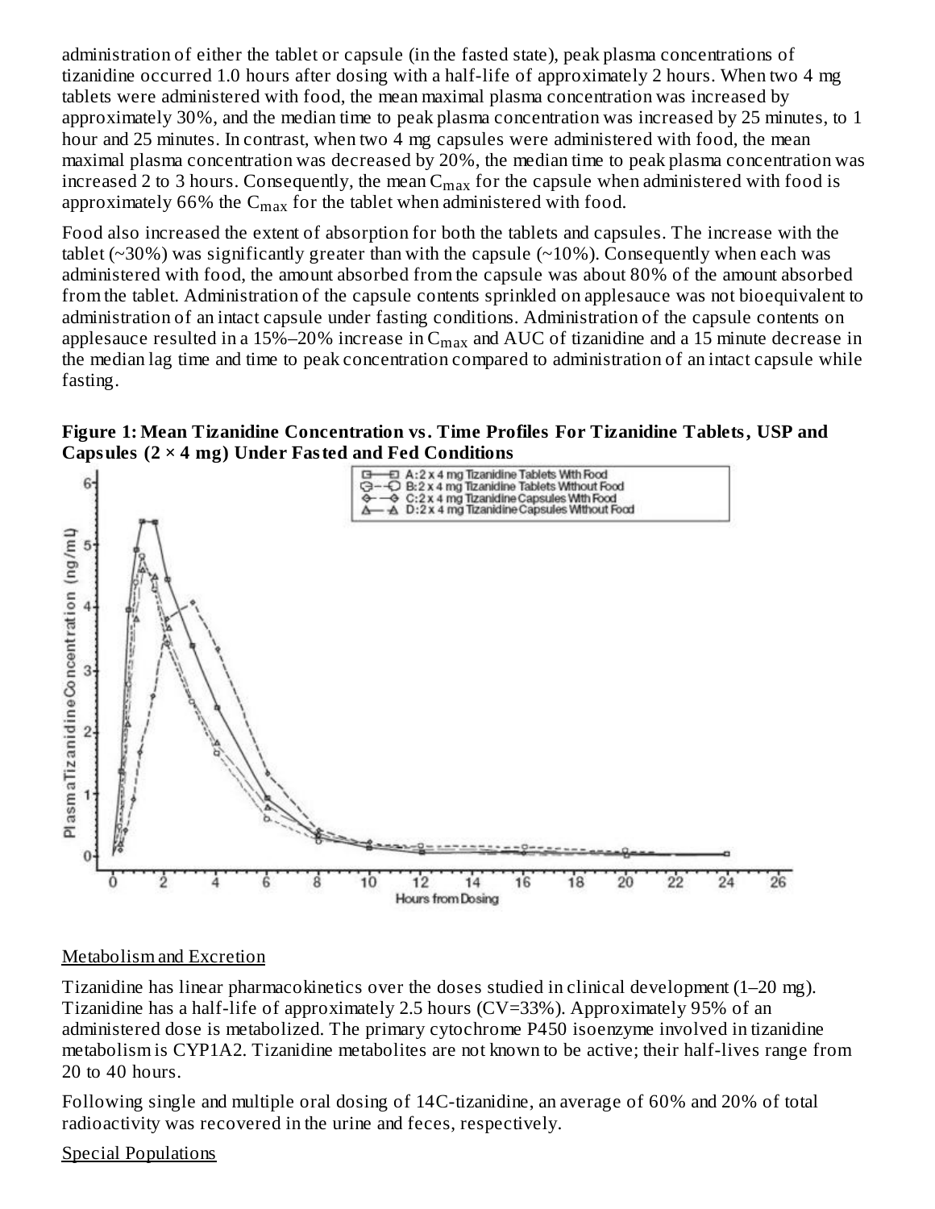administration of either the tablet or capsule (in the fasted state), peak plasma concentrations of tizanidine occurred 1.0 hours after dosing with a half-life of approximately 2 hours. When two 4 mg tablets were administered with food, the mean maximal plasma concentration was increased by approximately 30%, and the median time to peak plasma concentration was increased by 25 minutes, to 1 hour and 25 minutes. In contrast, when two 4 mg capsules were administered with food, the mean maximal plasma concentration was decreased by 20%, the median time to peak plasma concentration was increased 2 to 3 hours. Consequently, the mean $C_{max}$ for the capsule when administered with food is approximately 66% the $C_{max}$ for the tablet when administered with food.

Food also increased the extent of absorption for both the tablets and capsules. The increase with the tablet (~30%) was significantly greater than with the capsule (~10%). Consequently when each was administered with food, the amount absorbed from the capsule was about 80% of the amount absorbed from the tablet. Administration of the capsule contents sprinkled on applesauce was not bioequivalent to administration of an intact capsule under fasting conditions. Administration of the capsule contents on applesauce resulted in a 15%–20% increase in $C_{max}$ and AUC of tizanidine and a 15 minute decrease in the median lag time and time to peak concentration compared to administration of an intact capsule while fasting.

**Figure 1: Mean Tizanidine Concentration vs. Time Profiles For Tizanidine Tablets, USP and Capsules (2 × 4 mg) Under Fasted and Fed Conditions**

Metabolism and Excretion

Tizanidine has linear pharmacokinetics over the doses studied in clinical development (1–20 mg). Tizanidine has a half-life of approximately 2.5 hours (CV=33%). Approximately 95% of an administered dose is metabolized. The primary cytochrome P450 isoenzyme involved in tizanidine metabolism is CYP1A2. Tizanidine metabolites are not known to be active; their half-lives range from 20 to 40 hours.

Following single and multiple oral dosing of 14C-tizanidine, an average of 60% and 20% of total radioactivity was recovered in the urine and feces, respectively.

Special Populations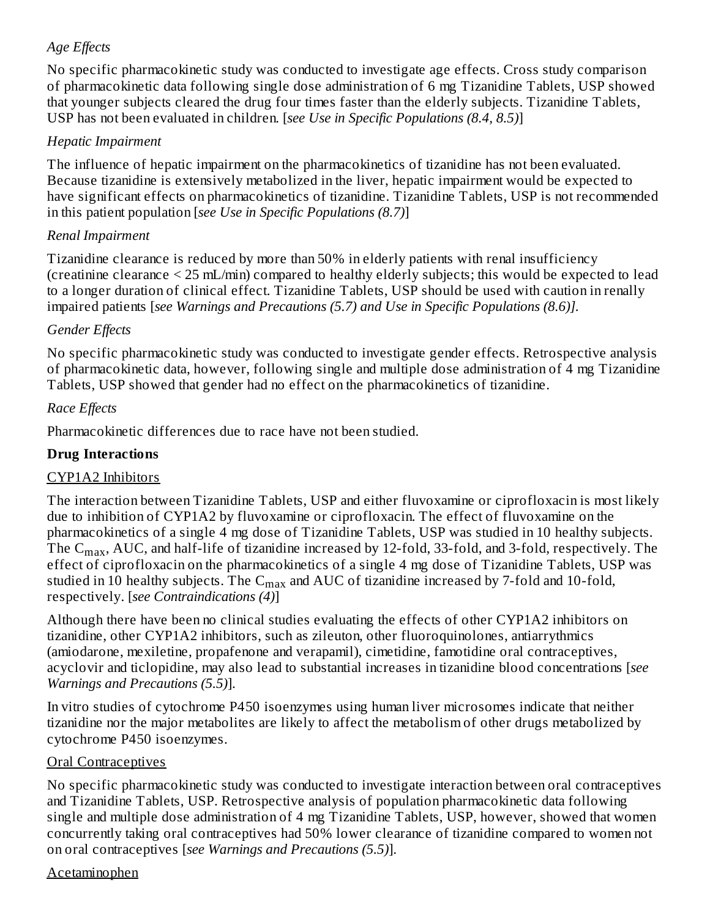*Age Effects*

No specific pharmacokinetic study was conducted to investigate age effects. Cross study comparison of pharmacokinetic data following single dose administration of 6 mg Tizanidine Tablets, USP showed that younger subjects cleared the drug four times faster than the elderly subjects. Tizanidine Tablets, USP has not been evaluated in children. [*see Use in Specific Populations (8.4, 8.5)*]

*Hepatic Impairment*

The influence of hepatic impairment on the pharmacokinetics of tizanidine has not been evaluated. Because tizanidine is extensively metabolized in the liver, hepatic impairment would be expected to have significant effects on pharmacokinetics of tizanidine. Tizanidine Tablets, USP is not recommended in this patient population [*see Use in Specific Populations (8.7)*]

*Renal Impairment*

Tizanidine clearance is reduced by more than 50% in elderly patients with renal insufficiency (creatinine clearance < 25 mL/min) compared to healthy elderly subjects; this would be expected to lead to a longer duration of clinical effect. Tizanidine Tablets, USP should be used with caution in renally impaired patients [*see Warnings and Precautions (5.7) and Use in Specific Populations (8.6)]*.

*Gender Effects*

No specific pharmacokinetic study was conducted to investigate gender effects. Retrospective analysis of pharmacokinetic data, however, following single and multiple dose administration of 4 mg Tizanidine Tablets, USP showed that gender had no effect on the pharmacokinetics of tizanidine.

*Race Effects*

Pharmacokinetic differences due to race have not been studied.

**Drug Interactions**

CYP1A2 Inhibitors

The interaction between Tizanidine Tablets, USP and either fluvoxamine or ciprofloxacin is most likely due to inhibition of CYP1A2 by fluvoxamine or ciprofloxacin. The effect of fluvoxamine on the pharmacokinetics of a single 4 mg dose of Tizanidine Tablets, USP was studied in 10 healthy subjects. The $C_{max}$, AUC, and half-life of tizanidine increased by 12-fold, 33-fold, and 3-fold, respectively. The effect of ciprofloxacin on the pharmacokinetics of a single 4 mg dose of Tizanidine Tablets, USP was studied in 10 healthy subjects. The $C_{max}$ and AUC of tizanidine increased by 7-fold and 10-fold, respectively. [*see Contraindications (4)*]

Although there have been no clinical studies evaluating the effects of other CYP1A2 inhibitors on tizanidine, other CYP1A2 inhibitors, such as zileuton, other fluoroquinolones, antiarrythmics (amiodarone, mexiletine, propafenone and verapamil), cimetidine, famotidine oral contraceptives, acyclovir and ticlopidine, may also lead to substantial increases in tizanidine blood concentrations [*see Warnings and Precautions (5.5)*].

In vitro studies of cytochrome P450 isoenzymes using human liver microsomes indicate that neither tizanidine nor the major metabolites are likely to affect the metabolism of other drugs metabolized by cytochrome P450 isoenzymes.

Oral Contraceptives

No specific pharmacokinetic study was conducted to investigate interaction between oral contraceptives and Tizanidine Tablets, USP. Retrospective analysis of population pharmacokinetic data following single and multiple dose administration of 4 mg Tizanidine Tablets, USP, however, showed that women concurrently taking oral contraceptives had 50% lower clearance of tizanidine compared to women not on oral contraceptives [*see Warnings and Precautions (5.5)*].

Acetaminophen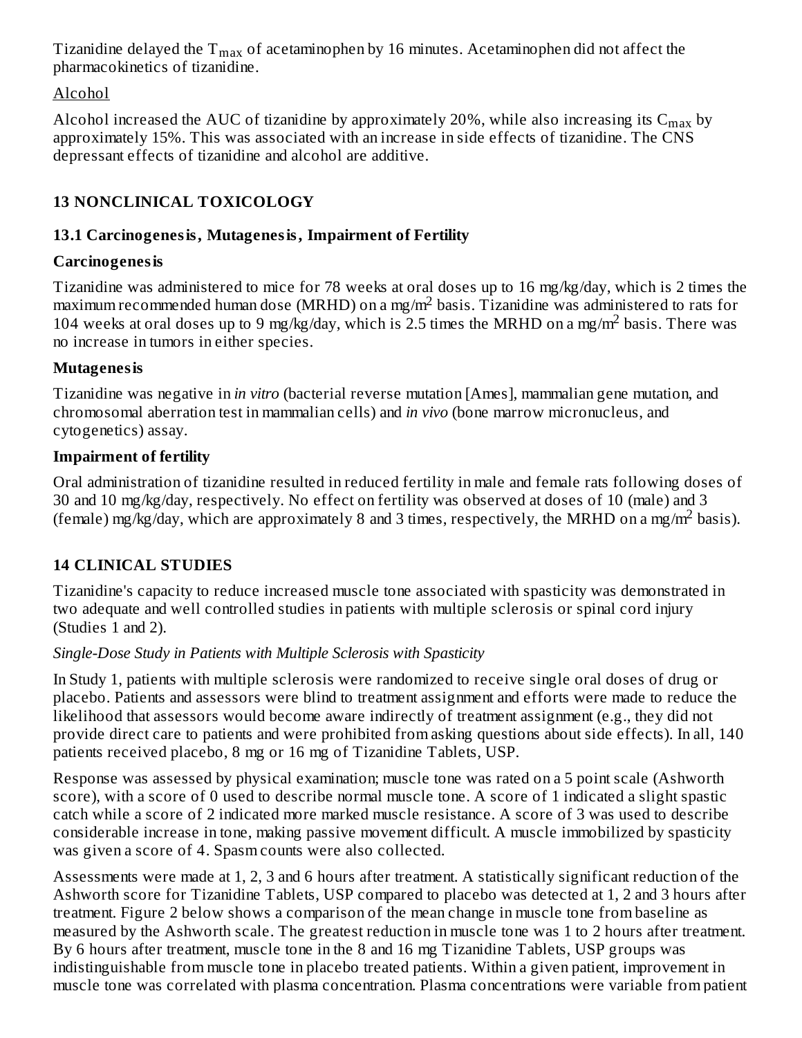Tizanidine delayed the $T_{max}$ of acetaminophen by 16 minutes. Acetaminophen did not affect the pharmacokinetics of tizanidine.

Alcohol

Alcohol increased the AUC of tizanidine by approximately 20%, while also increasing its $C_{max}$ by approximately 15%. This was associated with an increase in side effects of tizanidine. The CNS depressant effects of tizanidine and alcohol are additive.

## 13 NONCLINICAL TOXICOLOGY

### 13.1 Carcinogenesis, Mutagenesis, Impairment of Fertility

**Carcinogenesis**

Tizanidine was administered to mice for 78 weeks at oral doses up to 16 mg/kg/day, which is 2 times the maximum recommended human dose (MRHD) on a $mg/m^2$ basis. Tizanidine was administered to rats for 104 weeks at oral doses up to 9 mg/kg/day, which is 2.5 times the MRHD on a $mg/m^2$ basis. There was no increase in tumors in either species.

**Mutagenesis**

Tizanidine was negative in *in vitro* (bacterial reverse mutation [Ames], mammalian gene mutation, and chromosomal aberration test in mammalian cells) and *in vivo* (bone marrow micronucleus, and cytogenetics) assay.

**Impairment of fertility**

Oral administration of tizanidine resulted in reduced fertility in male and female rats following doses of 30 and 10 mg/kg/day, respectively. No effect on fertility was observed at doses of 10 (male) and 3 (female) mg/kg/day, which are approximately 8 and 3 times, respectively, the MRHD on a $mg/m^2$ basis).

## 14 CLINICAL STUDIES

Tizanidine's capacity to reduce increased muscle tone associated with spasticity was demonstrated in two adequate and well controlled studies in patients with multiple sclerosis or spinal cord injury (Studies 1 and 2).

*Single-Dose Study in Patients with Multiple Sclerosis with Spasticity*

In Study 1, patients with multiple sclerosis were randomized to receive single oral doses of drug or placebo. Patients and assessors were blind to treatment assignment and efforts were made to reduce the likelihood that assessors would become aware indirectly of treatment assignment (e.g., they did not provide direct care to patients and were prohibited from asking questions about side effects). In all, 140 patients received placebo, 8 mg or 16 mg of Tizanidine Tablets, USP.

Response was assessed by physical examination; muscle tone was rated on a 5 point scale (Ashworth score), with a score of 0 used to describe normal muscle tone. A score of 1 indicated a slight spastic catch while a score of 2 indicated more marked muscle resistance. A score of 3 was used to describe considerable increase in tone, making passive movement difficult. A muscle immobilized by spasticity was given a score of 4. Spasm counts were also collected.

Assessments were made at 1, 2, 3 and 6 hours after treatment. A statistically significant reduction of the Ashworth score for Tizanidine Tablets, USP compared to placebo was detected at 1, 2 and 3 hours after treatment. Figure 2 below shows a comparison of the mean change in muscle tone from baseline as measured by the Ashworth scale. The greatest reduction in muscle tone was 1 to 2 hours after treatment. By 6 hours after treatment, muscle tone in the 8 and 16 mg Tizanidine Tablets, USP groups was indistinguishable from muscle tone in placebo treated patients. Within a given patient, improvement in muscle tone was correlated with plasma concentration. Plasma concentrations were variable from patient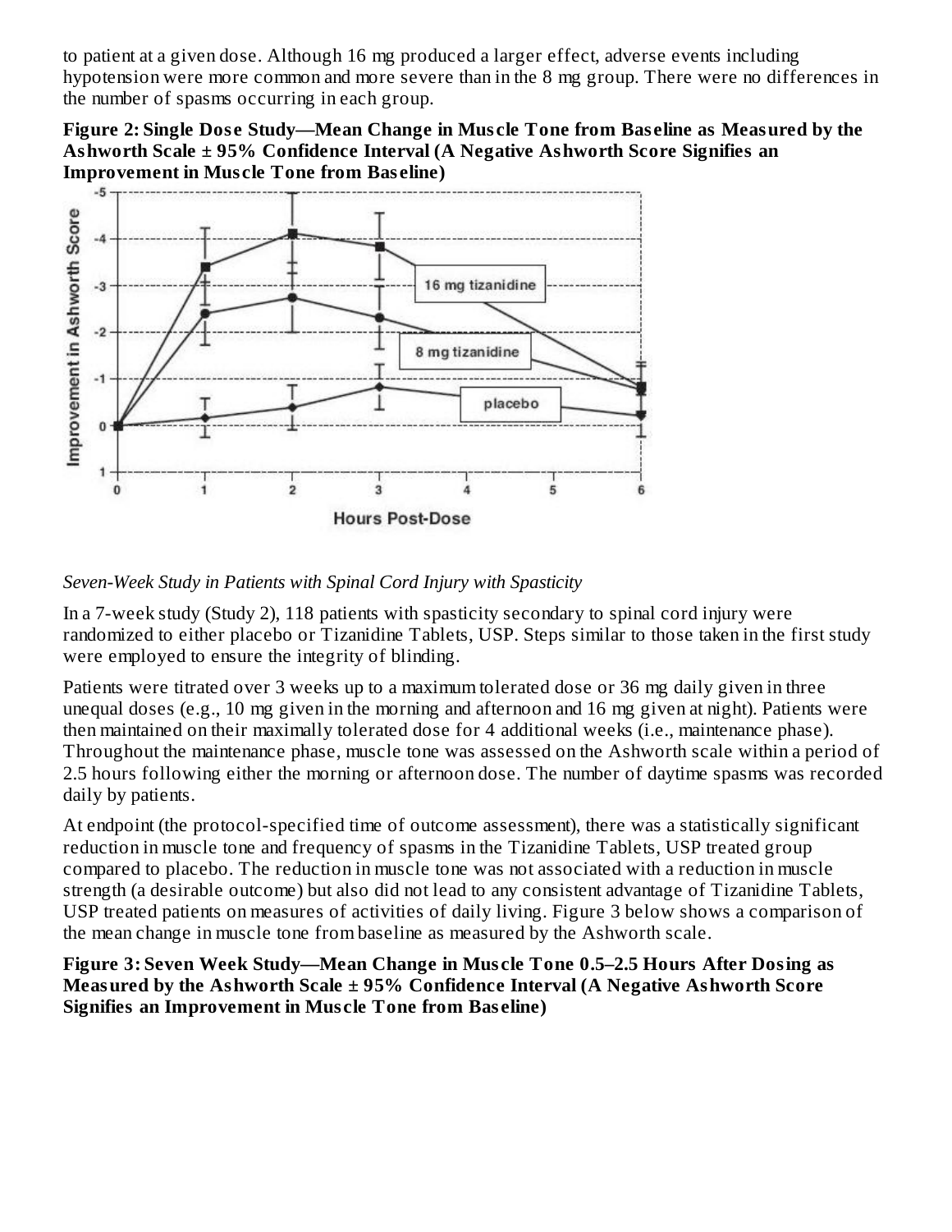to patient at a given dose. Although 16 mg produced a larger effect, adverse events including hypotension were more common and more severe than in the 8 mg group. There were no differences in the number of spasms occurring in each group.

**Figure 2: Single Dose Study—Mean Change in Muscle Tone from Baseline as Measured by the Ashworth Scale ± 95% Confidence Interval (A Negative Ashworth Score Signifies an Improvement in Muscle Tone from Baseline)**

*Seven-Week Study in Patients with Spinal Cord Injury with Spasticity*

In a 7-week study (Study 2), 118 patients with spasticity secondary to spinal cord injury were randomized to either placebo or Tizanidine Tablets, USP. Steps similar to those taken in the first study were employed to ensure the integrity of blinding.

Patients were titrated over 3 weeks up to a maximum tolerated dose or 36 mg daily given in three unequal doses (e.g., 10 mg given in the morning and afternoon and 16 mg given at night). Patients were then maintained on their maximally tolerated dose for 4 additional weeks (i.e., maintenance phase). Throughout the maintenance phase, muscle tone was assessed on the Ashworth scale within a period of 2.5 hours following either the morning or afternoon dose. The number of daytime spasms was recorded daily by patients.

At endpoint (the protocol-specified time of outcome assessment), there was a statistically significant reduction in muscle tone and frequency of spasms in the Tizanidine Tablets, USP treated group compared to placebo. The reduction in muscle tone was not associated with a reduction in muscle strength (a desirable outcome) but also did not lead to any consistent advantage of Tizanidine Tablets, USP treated patients on measures of activities of daily living. Figure 3 below shows a comparison of the mean change in muscle tone from baseline as measured by the Ashworth scale.

**Figure 3: Seven Week Study—Mean Change in Muscle Tone 0.5–2.5 Hours After Dosing as Measured by the Ashworth Scale ± 95% Confidence Interval (A Negative Ashworth Score Signifies an Improvement in Muscle Tone from Baseline)**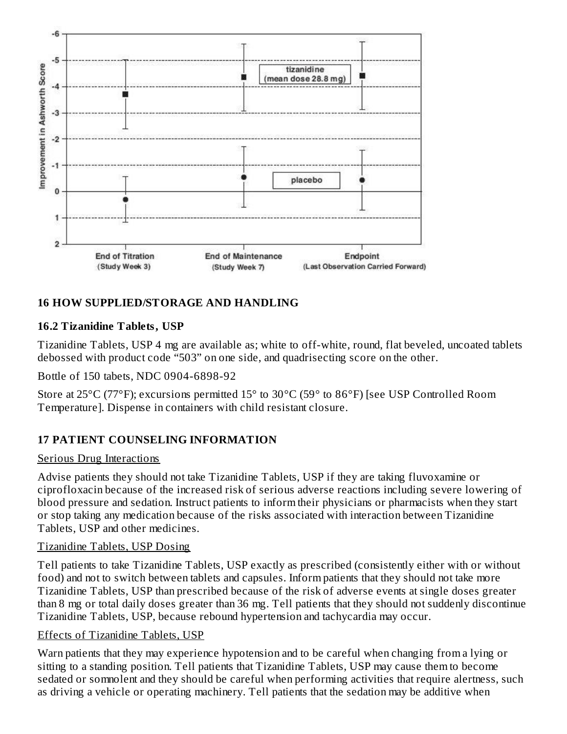## 16 HOW SUPPLIED/STORAGE AND HANDLING

### 16.2 Tizanidine Tablets, USP

Tizanidine Tablets, USP 4 mg are available as; white to off-white, round, flat beveled, uncoated tablets debossed with product code "503" on one side, and quadrisecting score on the other.

Bottle of 150 tabets, NDC 0904-6898-92

Store at 25°C (77°F); excursions permitted 15° to 30°C (59° to 86°F) [see USP Controlled Room Temperature]. Dispense in containers with child resistant closure.

## 17 PATIENT COUNSELING INFORMATION

Serious Drug Interactions

Advise patients they should not take Tizanidine Tablets, USP if they are taking fluvoxamine or ciprofloxacin because of the increased risk of serious adverse reactions including severe lowering of blood pressure and sedation. Instruct patients to inform their physicians or pharmacists when they start or stop taking any medication because of the risks associated with interaction between Tizanidine Tablets, USP and other medicines.

Tizanidine Tablets, USP Dosing

Tell patients to take Tizanidine Tablets, USP exactly as prescribed (consistently either with or without food) and not to switch between tablets and capsules. Inform patients that they should not take more Tizanidine Tablets, USP than prescribed because of the risk of adverse events at single doses greater than 8 mg or total daily doses greater than 36 mg. Tell patients that they should not suddenly discontinue Tizanidine Tablets, USP, because rebound hypertension and tachycardia may occur.

Effects of Tizanidine Tablets, USP

Warn patients that they may experience hypotension and to be careful when changing from a lying or sitting to a standing position. Tell patients that Tizanidine Tablets, USP may cause them to become sedated or somnolent and they should be careful when performing activities that require alertness, such as driving a vehicle or operating machinery. Tell patients that the sedation may be additive when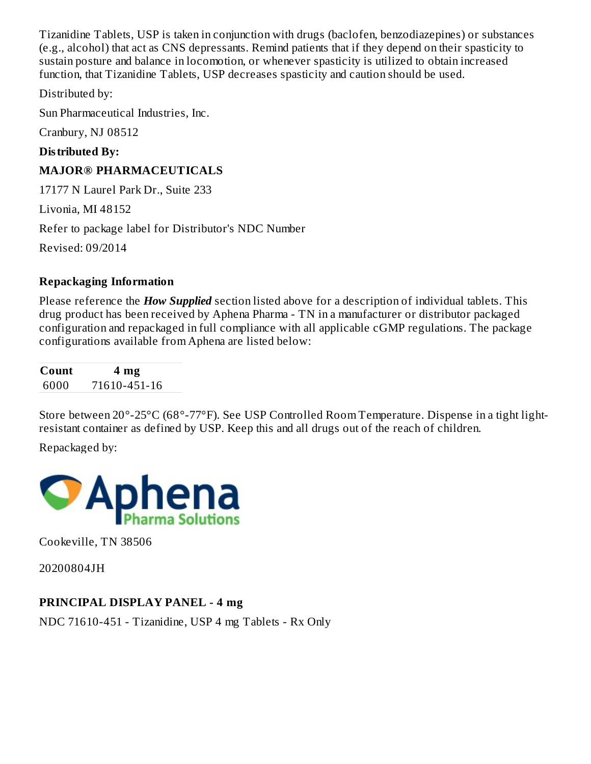Tizanidine Tablets, USP is taken in conjunction with drugs (baclofen, benzodiazepines) or substances (e.g., alcohol) that act as CNS depressants. Remind patients that if they depend on their spasticity to sustain posture and balance in locomotion, or whenever spasticity is utilized to obtain increased function, that Tizanidine Tablets, USP decreases spasticity and caution should be used.

Distributed by:

Sun Pharmaceutical Industries, Inc.

Cranbury, NJ 08512

**Distributed By:**

**MAJOR® PHARMACEUTICALS**

17177 N Laurel Park Dr., Suite 233

Livonia, MI 48152

Refer to package label for Distributor's NDC Number

Revised: 09/2014

**Repackaging Information**

Please reference the ***How Supplied*** section listed above for a description of individual tablets. This drug product has been received by Aphena Pharma - TN in a manufacturer or distributor packaged configuration and repackaged in full compliance with all applicable cGMP regulations. The package configurations available from Aphena are listed below:

| Count | 4 mg |
| --- | --- |
| 6000 | 71610-451-16 |

Store between 20°-25°C (68°-77°F). See USP Controlled Room Temperature. Dispense in a tight light-resistant container as defined by USP. Keep this and all drugs out of the reach of children.

Repackaged by:

Aphena Pharma Solutions

Cookeville, TN 38506

20200804JH

**PRINCIPAL DISPLAY PANEL - 4 mg**

NDC 71610-451 - Tizanidine, USP 4 mg Tablets - Rx Only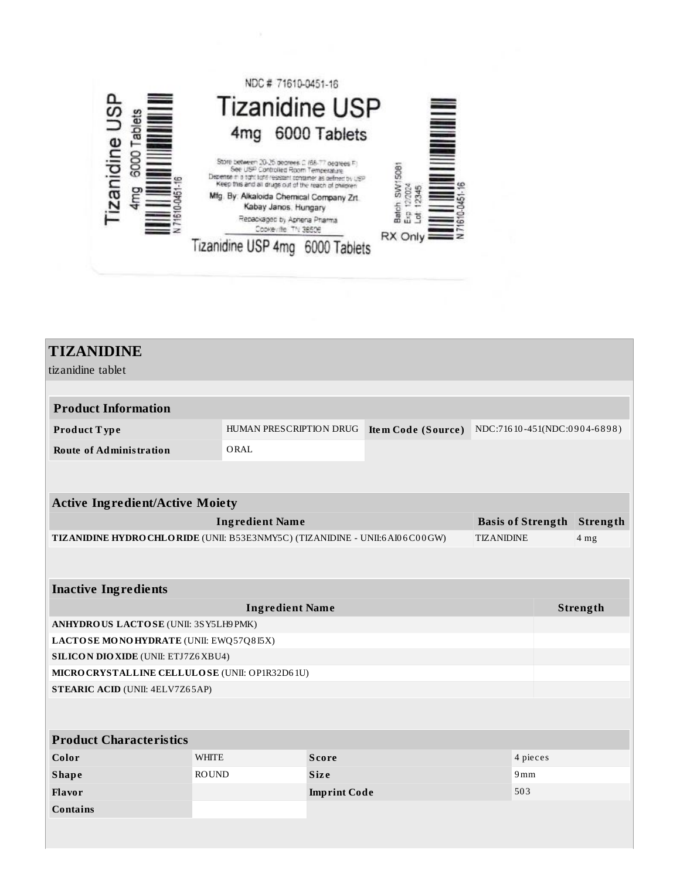NDC # 71610-0451-16

# Tizanidine USP

## 4mg 6000 Tablets

Store between 20-25 degrees C (68-77 degrees F)
See USP Controlled Room Temperature
Dispense in a tight light resistant container as defined by USP
Keep this and all drugs out of the reach of children

Mfg. By: Alkaloida Chemical Company Zrt.
Kabay Janos, Hungary

Repackaged by Aphena Pharma
Cookeville, TN 38506

Tizanidine USP 4mg 6000 Tablets

Batch: SW15081
Exp: 12/2024
Lot: 12345

RX Only

Tizanidine USP 4mg 6000 Tablets

N 71610-0451-16

## TIZANIDINE

tizanidine tablet

| Product Information | | | |
|---|---|---|---|
| **Product Type** | HUMAN PRESCRIPTION DRUG | **Item Code (Source)** | NDC:71610-451(NDC:0904-6898) |
| **Route of Administration** | ORAL | | |

| Active Ingredient/Active Moiety | | |
|---|---|---|
| **Ingredient Name** | **Basis of Strength** | **Strength** |
| **TIZANIDINE HYDROCHLORIDE** (UNII: B53E3NMY5C) (TIZANIDINE - UNII:6AI06C00GW) | TIZANIDINE | 4 mg |

| Inactive Ingredients | |
|---|---|
| **Ingredient Name** | **Strength** |
| **ANHYDROUS LACTOSE** (UNII: 3SY5LH9PMK) | |
| **LACTOSE MONOHYDRATE** (UNII: EWQ57Q8I5X) | |
| **SILICON DIOXIDE** (UNII: ETJ7Z6XBU4) | |
| **MICROCRYSTALLINE CELLULOSE** (UNII: OP1R32D61U) | |
| **STEARIC ACID** (UNII: 4ELV7Z65AP) | |

| Product Characteristics | | | |
|---|---|---|---|
| **Color** | WHITE | **Score** | 4 pieces |
| **Shape** | ROUND | **Size** | 9mm |
| **Flavor** | | **Imprint Code** | 503 |
| **Contains** | | | |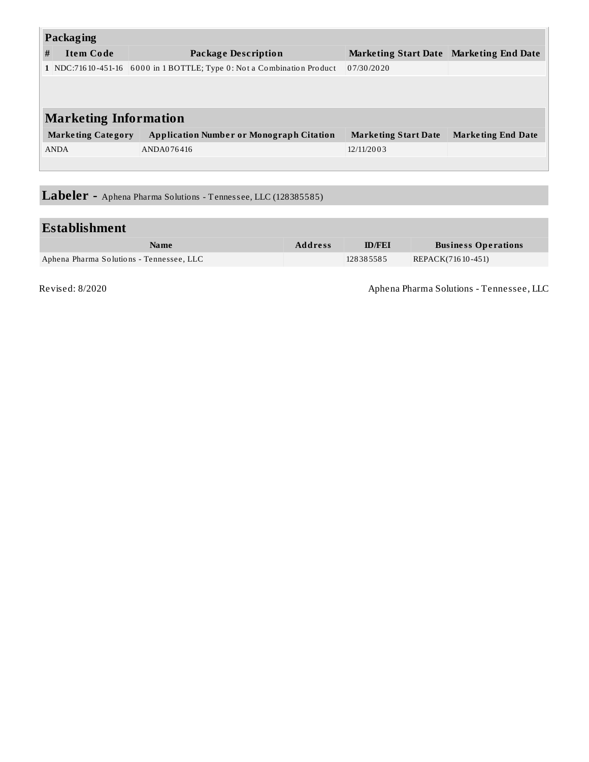### Packaging

| # | Item Code | Package Description | Marketing Start Date | Marketing End Date |
|---|---|---|---|---|
| 1 | NDC:71610-451-16 | 6000 in 1 BOTTLE; Type 0: Not a Combination Product | 07/30/2020 | |

## Marketing Information

| Marketing Category | Application Number or Monograph Citation | Marketing Start Date | Marketing End Date |
|---|---|---|---|
| ANDA | ANDA076416 | 12/11/2003 | |

## Labeler - Aphena Pharma Solutions - Tennessee, LLC (128385585)

## Establishment

| Name | Address | ID/FEI | Business Operations |
|---|---|---|---|
| Aphena Pharma Solutions - Tennessee, LLC | | 128385585 | REPACK(71610-451) |

Revised: 8/2020

Aphena Pharma Solutions - Tennessee, LLC